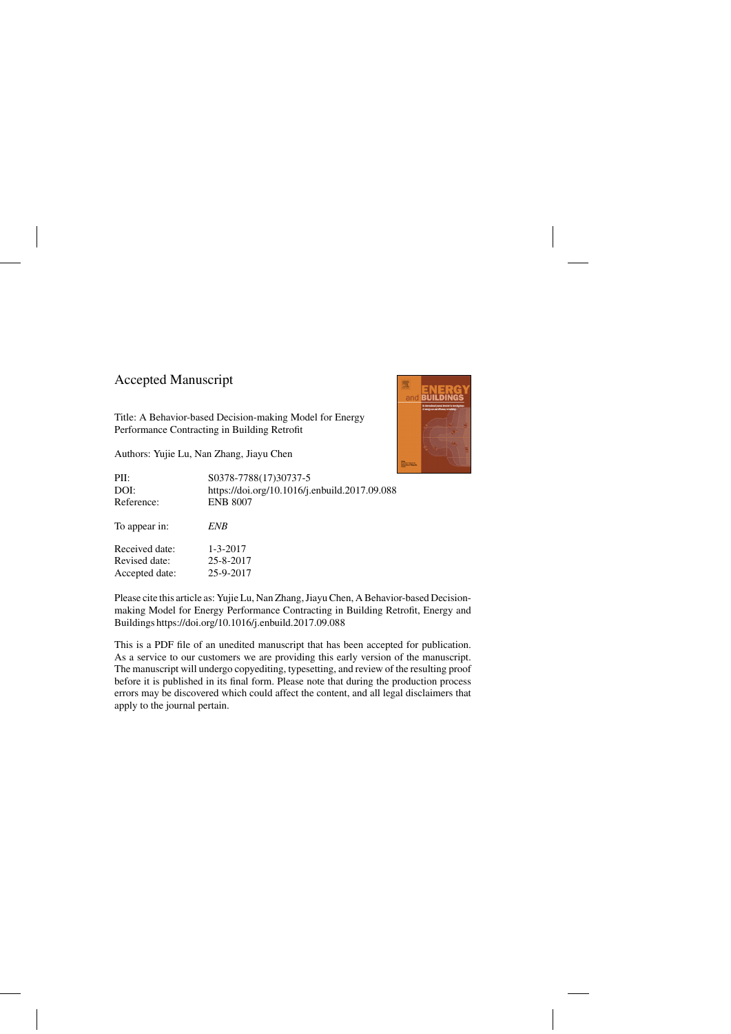## Accepted Manuscript

Title: A Behavior-based Decision-making Model for Energy Performance Contracting in Building Retrofit

Authors: Yujie Lu, Nan Zhang, Jiayu Chen

| | |
|---|---|
| PII: | S0378-7788(17)30737-5 |
| DOI: | https://doi.org/10.1016/j.enbuild.2017.09.088 |
| Reference: | ENB 8007 |

To appear in: *ENB*

| | |
|---|---|
| Received date: | 1-3-2017 |
| Revised date: | 25-8-2017 |
| Accepted date: | 25-9-2017 |

Please cite this article as: Yujie Lu, Nan Zhang, Jiayu Chen, A Behavior-based Decision-making Model for Energy Performance Contracting in Building Retrofit, Energy and Buildings https://doi.org/10.1016/j.enbuild.2017.09.088

This is a PDF file of an unedited manuscript that has been accepted for publication. As a service to our customers we are providing this early version of the manuscript. The manuscript will undergo copyediting, typesetting, and review of the resulting proof before it is published in its final form. Please note that during the production process errors may be discovered which could affect the content, and all legal disclaimers that apply to the journal pertain.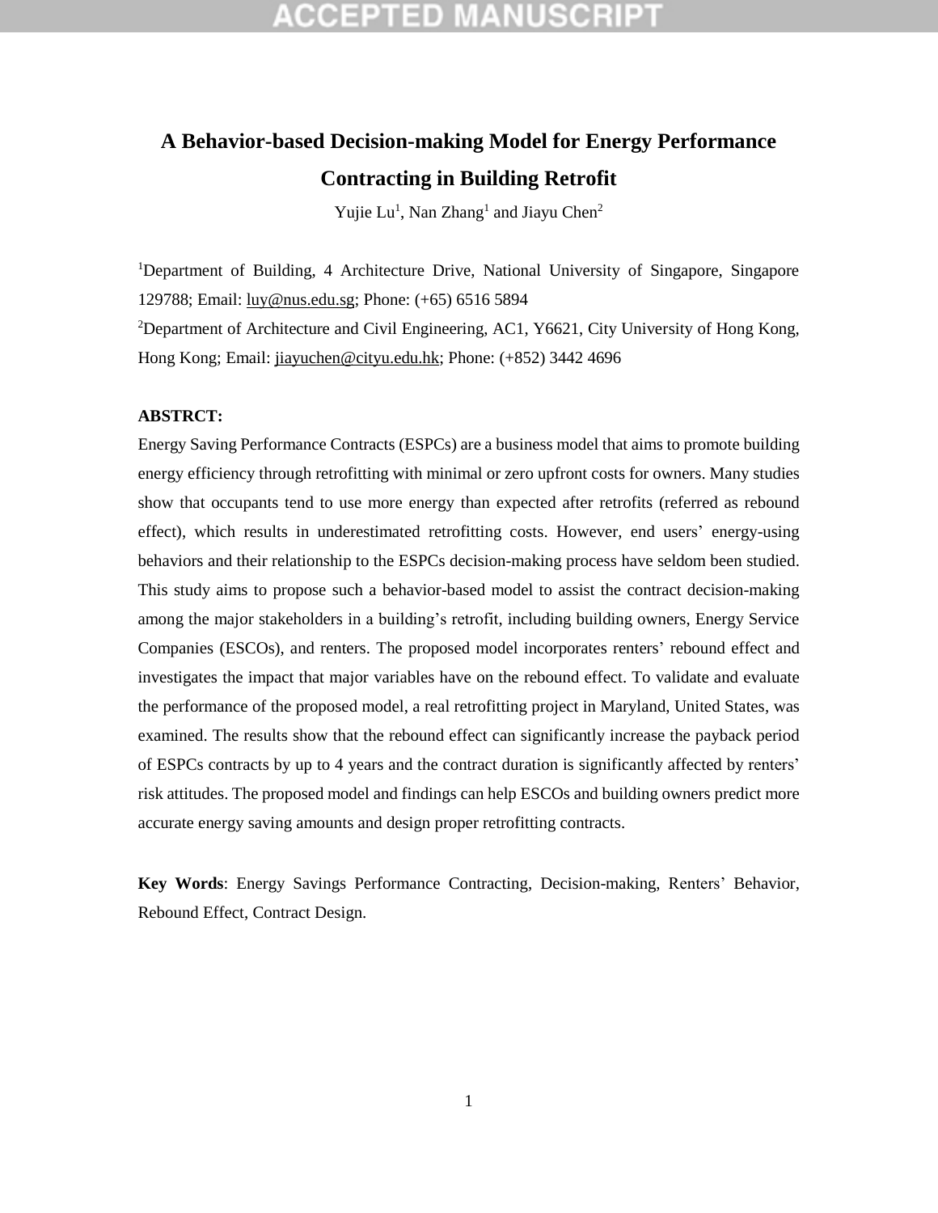# A Behavior-based Decision-making Model for Energy Performance Contracting in Building Retrofit

Yujie Lu[1], Nan Zhang[1] and Jiayu Chen[2]

[1]Department of Building, 4 Architecture Drive, National University of Singapore, Singapore 129788; Email: luy@nus.edu.sg; Phone: (+65) 6516 5894

[2]Department of Architecture and Civil Engineering, AC1, Y6621, City University of Hong Kong, Hong Kong; Email: jiayuchen@cityu.edu.hk; Phone: (+852) 3442 4696

**ABSTRCT:**

Energy Saving Performance Contracts (ESPCs) are a business model that aims to promote building energy efficiency through retrofitting with minimal or zero upfront costs for owners. Many studies show that occupants tend to use more energy than expected after retrofits (referred as rebound effect), which results in underestimated retrofitting costs. However, end users' energy-using behaviors and their relationship to the ESPCs decision-making process have seldom been studied. This study aims to propose such a behavior-based model to assist the contract decision-making among the major stakeholders in a building's retrofit, including building owners, Energy Service Companies (ESCOs), and renters. The proposed model incorporates renters' rebound effect and investigates the impact that major variables have on the rebound effect. To validate and evaluate the performance of the proposed model, a real retrofitting project in Maryland, United States, was examined. The results show that the rebound effect can significantly increase the payback period of ESPCs contracts by up to 4 years and the contract duration is significantly affected by renters' risk attitudes. The proposed model and findings can help ESCOs and building owners predict more accurate energy saving amounts and design proper retrofitting contracts.

**Key Words**: Energy Savings Performance Contracting, Decision-making, Renters' Behavior, Rebound Effect, Contract Design.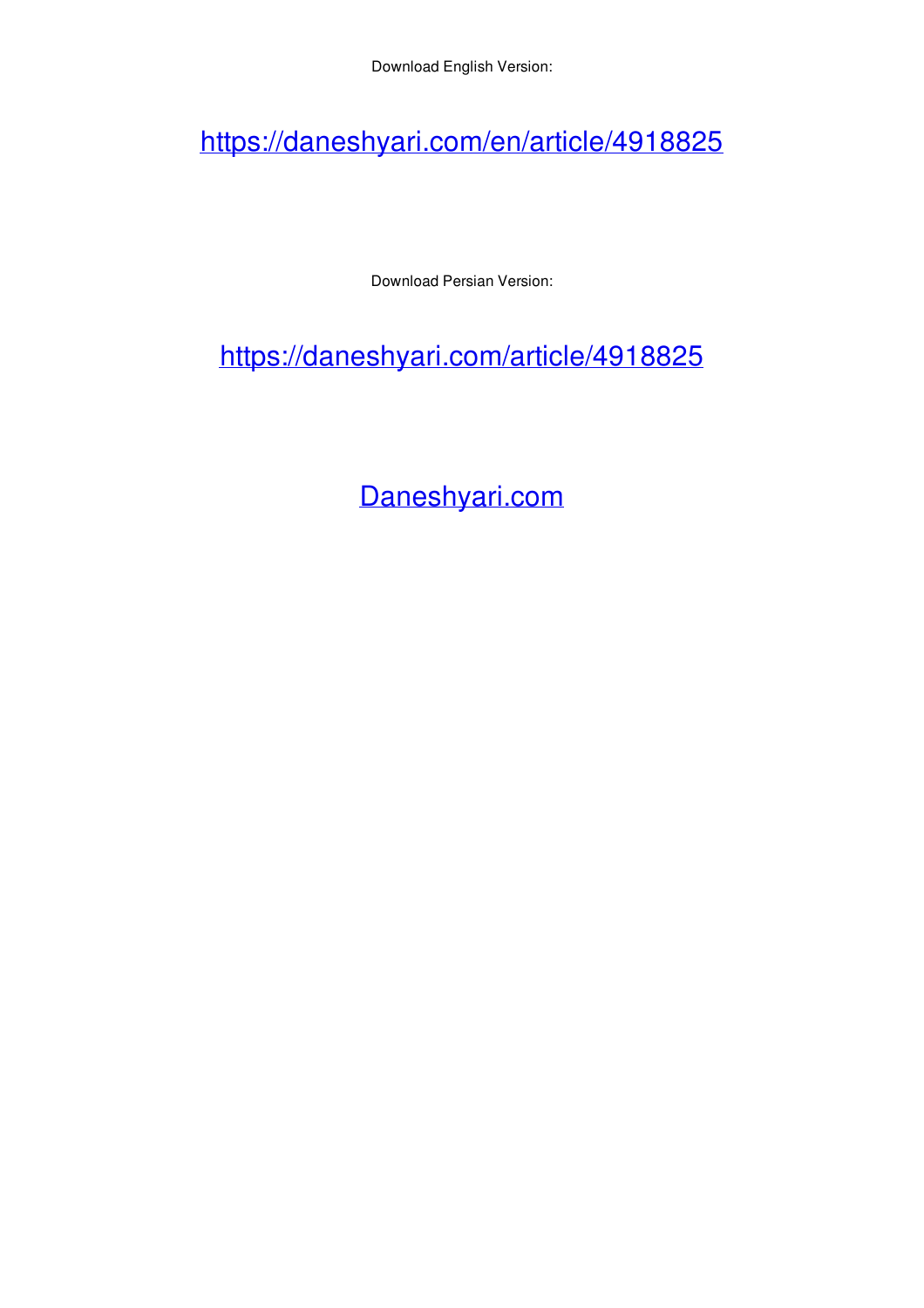Download English Version:

https://daneshyari.com/en/article/4918825

Download Persian Version:

https://daneshyari.com/article/4918825

Daneshyari.com